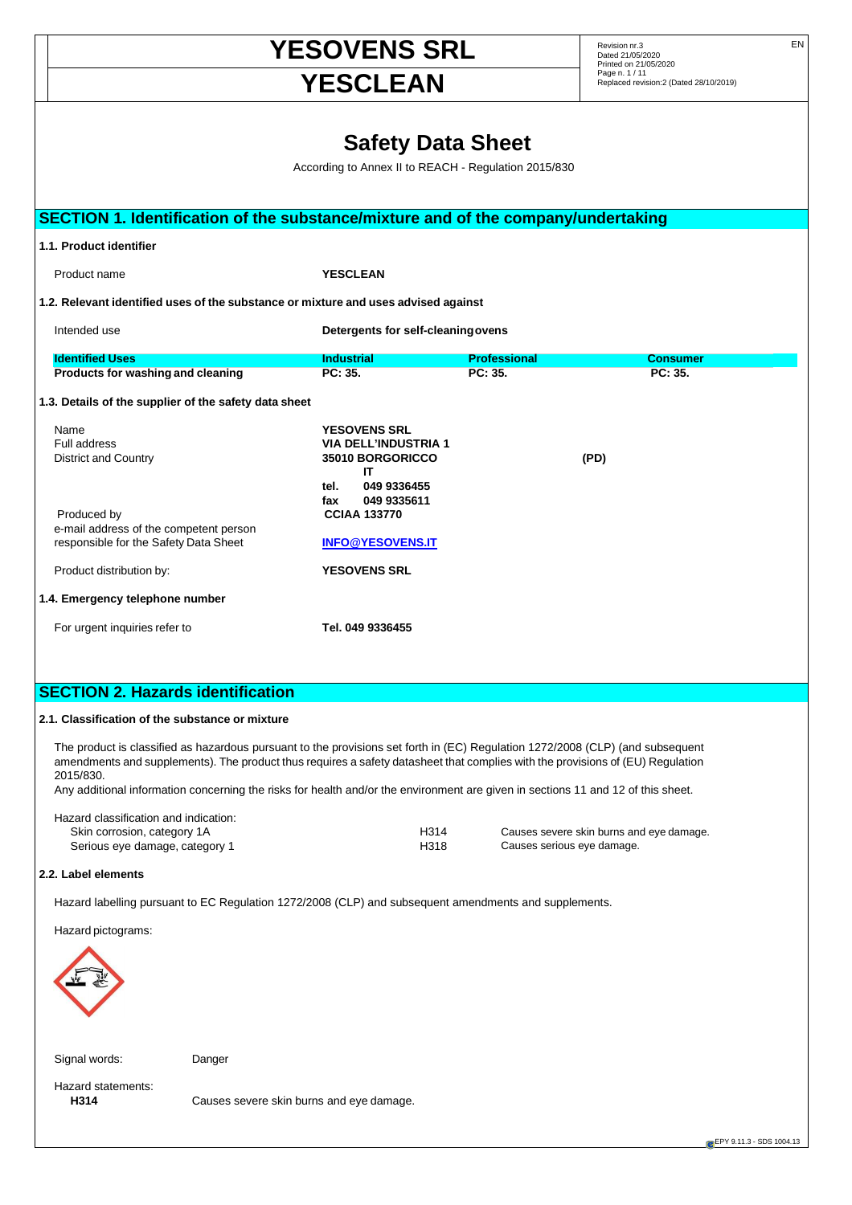# YESOVENS SRL
# YESCLEAN

Revision nr.3
Dated 21/05/2020
Printed on 21/05/2020
Replaced revision:2 (Dated 28/10/2019)

## Safety Data Sheet

According to Annex II to REACH - Regulation 2015/830

## SECTION 1. Identification of the substance/mixture and of the company/undertaking

### 1.1. Product identifier

Product name **YESCLEAN**

### 1.2. Relevant identified uses of the substance or mixture and uses advised against

Intended use **Detergents for self-cleaning ovens**

| Identified Uses | Industrial | Professional | Consumer |
|---|---|---|---|
| **Products for washing and cleaning** | **PC: 35.** | **PC: 35.** | **PC: 35.** |

### 1.3. Details of the supplier of the safety data sheet

Name **YESOVENS SRL**
Full address **VIA DELL'INDUSTRIA 1**
District and Country **35010 BORGORICCO (PD)**
**IT**
**tel. 049 9336455**
**fax 049 9335611**
Produced by **CCIAA 133770**
e-mail address of the competent person responsible for the Safety Data Sheet **INFO@YESOVENS.IT**

Product distribution by: **YESOVENS SRL**

### 1.4. Emergency telephone number

For urgent inquiries refer to **Tel. 049 9336455**

## SECTION 2. Hazards identification

### 2.1. Classification of the substance or mixture

The product is classified as hazardous pursuant to the provisions set forth in (EC) Regulation 1272/2008 (CLP) (and subsequent amendments and supplements). The product thus requires a safety datasheet that complies with the provisions of (EU) Regulation 2015/830.
Any additional information concerning the risks for health and/or the environment are given in sections 11 and 12 of this sheet.

Hazard classification and indication:

| | | |
|---|---|---|
| Skin corrosion, category 1A | H314 | Causes severe skin burns and eye damage. |
| Serious eye damage, category 1 | H318 | Causes serious eye damage. |

### 2.2. Label elements

Hazard labelling pursuant to EC Regulation 1272/2008 (CLP) and subsequent amendments and supplements.

Hazard pictograms:

Signal words: Danger

Hazard statements:
**H314** Causes severe skin burns and eye damage.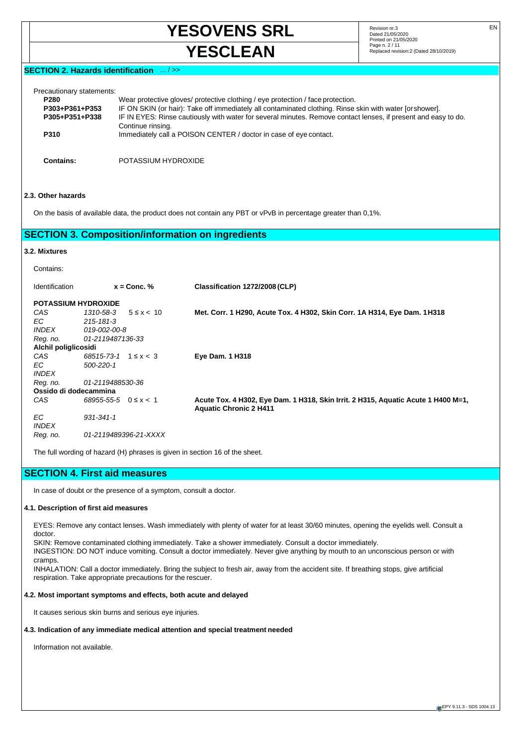## SECTION 2. Hazards identification ... / >>

Precautionary statements:

| | |
|---|---|
| **P280** | Wear protective gloves/ protective clothing / eye protection / face protection. |
| **P303+P361+P353** | IF ON SKIN (or hair): Take off immediately all contaminated clothing. Rinse skin with water [or shower]. |
| **P305+P351+P338** | IF IN EYES: Rinse cautiously with water for several minutes. Remove contact lenses, if present and easy to do. Continue rinsing. |
| **P310** | Immediately call a POISON CENTER / doctor in case of eye contact. |

**Contains:** POTASSIUM HYDROXIDE

### 2.3. Other hazards

On the basis of available data, the product does not contain any PBT or vPvB in percentage greater than 0,1%.

## SECTION 3. Composition/information on ingredients

### 3.2. Mixtures

Contains:

| Identification | | x = Conc. % | Classification 1272/2008 (CLP) |
|---|---|---|---|
| **POTASSIUM HYDROXIDE** | | | |
| *CAS* | *1310-58-3* | 5 ≤ x < 10 | **Met. Corr. 1 H290, Acute Tox. 4 H302, Skin Corr. 1A H314, Eye Dam. 1 H318** |
| *EC* | *215-181-3* | | |
| *INDEX* | *019-002-00-8* | | |
| *Reg. no.* | *01-2119487136-33* | | |
| **Alchil poliglicosidi** | | | |
| *CAS* | *68515-73-1* | 1 ≤ x < 3 | **Eye Dam. 1 H318** |
| *EC* | *500-220-1* | | |
| *INDEX* | | | |
| *Reg. no.* | *01-2119488530-36* | | |
| **Ossido di dodecammina** | | | |
| *CAS* | *68955-55-5* | 0 ≤ x < 1 | **Acute Tox. 4 H302, Eye Dam. 1 H318, Skin Irrit. 2 H315, Aquatic Acute 1 H400 M=1, Aquatic Chronic 2 H411** |
| *EC* | *931-341-1* | | |
| *INDEX* | | | |
| *Reg. no.* | *01-2119489396-21-XXXX* | | |

The full wording of hazard (H) phrases is given in section 16 of the sheet.

## SECTION 4. First aid measures

In case of doubt or the presence of a symptom, consult a doctor.

### 4.1. Description of first aid measures

EYES: Remove any contact lenses. Wash immediately with plenty of water for at least 30/60 minutes, opening the eyelids well. Consult a doctor.
SKIN: Remove contaminated clothing immediately. Take a shower immediately. Consult a doctor immediately.
INGESTION: DO NOT induce vomiting. Consult a doctor immediately. Never give anything by mouth to an unconscious person or with cramps.
INHALATION: Call a doctor immediately. Bring the subject to fresh air, away from the accident site. If breathing stops, give artificial respiration. Take appropriate precautions for the rescuer.

### 4.2. Most important symptoms and effects, both acute and delayed

It causes serious skin burns and serious eye injuries.

### 4.3. Indication of any immediate medical attention and special treatment needed

Information not available.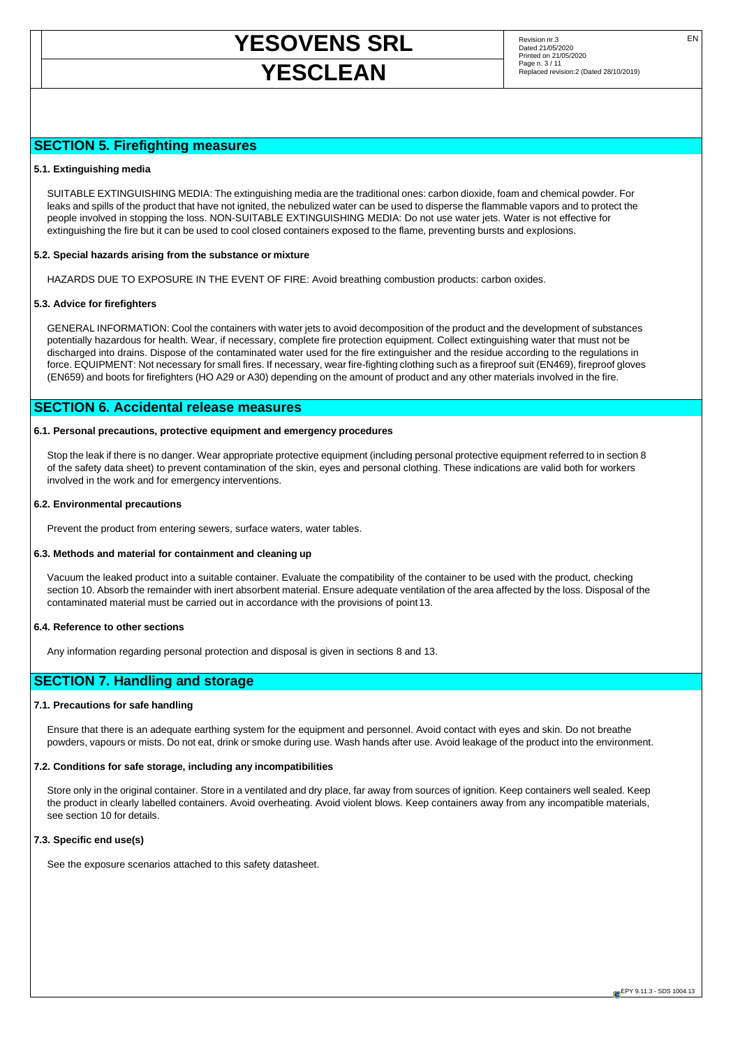## SECTION 5. Firefighting measures

### 5.1. Extinguishing media

SUITABLE EXTINGUISHING MEDIA: The extinguishing media are the traditional ones: carbon dioxide, foam and chemical powder. For leaks and spills of the product that have not ignited, the nebulized water can be used to disperse the flammable vapors and to protect the people involved in stopping the loss. NON-SUITABLE EXTINGUISHING MEDIA: Do not use water jets. Water is not effective for extinguishing the fire but it can be used to cool closed containers exposed to the flame, preventing bursts and explosions.

### 5.2. Special hazards arising from the substance or mixture

HAZARDS DUE TO EXPOSURE IN THE EVENT OF FIRE: Avoid breathing combustion products: carbon oxides.

### 5.3. Advice for firefighters

GENERAL INFORMATION: Cool the containers with water jets to avoid decomposition of the product and the development of substances potentially hazardous for health. Wear, if necessary, complete fire protection equipment. Collect extinguishing water that must not be discharged into drains. Dispose of the contaminated water used for the fire extinguisher and the residue according to the regulations in force. EQUIPMENT: Not necessary for small fires. If necessary, wear fire-fighting clothing such as a fireproof suit (EN469), fireproof gloves (EN659) and boots for firefighters (HO A29 or A30) depending on the amount of product and any other materials involved in the fire.

## SECTION 6. Accidental release measures

### 6.1. Personal precautions, protective equipment and emergency procedures

Stop the leak if there is no danger. Wear appropriate protective equipment (including personal protective equipment referred to in section 8 of the safety data sheet) to prevent contamination of the skin, eyes and personal clothing. These indications are valid both for workers involved in the work and for emergency interventions.

### 6.2. Environmental precautions

Prevent the product from entering sewers, surface waters, water tables.

### 6.3. Methods and material for containment and cleaning up

Vacuum the leaked product into a suitable container. Evaluate the compatibility of the container to be used with the product, checking section 10. Absorb the remainder with inert absorbent material. Ensure adequate ventilation of the area affected by the loss. Disposal of the contaminated material must be carried out in accordance with the provisions of point 13.

### 6.4. Reference to other sections

Any information regarding personal protection and disposal is given in sections 8 and 13.

## SECTION 7. Handling and storage

### 7.1. Precautions for safe handling

Ensure that there is an adequate earthing system for the equipment and personnel. Avoid contact with eyes and skin. Do not breathe powders, vapours or mists. Do not eat, drink or smoke during use. Wash hands after use. Avoid leakage of the product into the environment.

### 7.2. Conditions for safe storage, including any incompatibilities

Store only in the original container. Store in a ventilated and dry place, far away from sources of ignition. Keep containers well sealed. Keep the product in clearly labelled containers. Avoid overheating. Avoid violent blows. Keep containers away from any incompatible materials, see section 10 for details.

### 7.3. Specific end use(s)

See the exposure scenarios attached to this safety datasheet.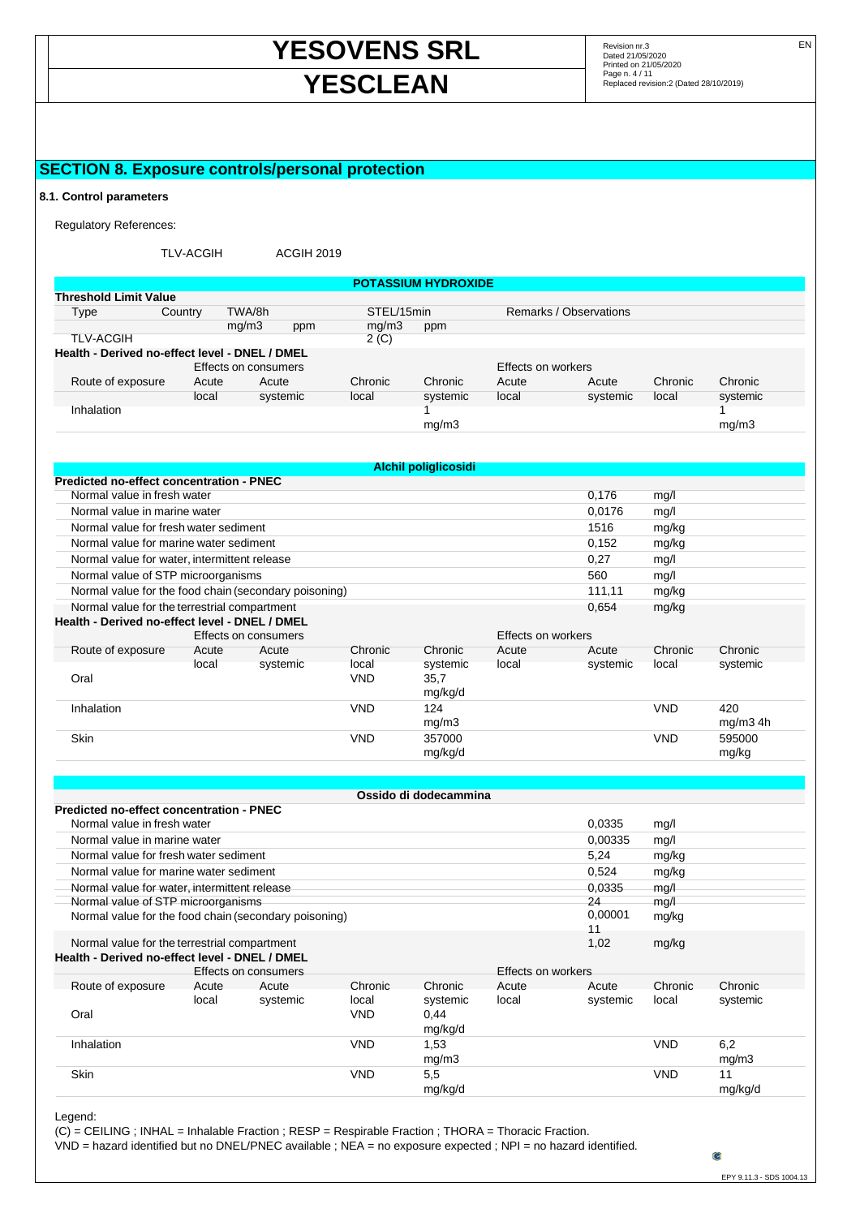## SECTION 8. Exposure controls/personal protection

### 8.1. Control parameters

Regulatory References:

| | |
|---|---|
| TLV-ACGIH | ACGIH 2019 |

**POTASSIUM HYDROXIDE**

**Threshold Limit Value**

| Type | Country | TWA/8h | | STEL/15min | | Remarks / Observations |
|---|---|---|---|---|---|---|
| | | mg/m3 | ppm | mg/m3 | ppm | |
| TLV-ACGIH | | | | 2 (C) | | |

**Health - Derived no-effect level - DNEL / DMEL**

| | Effects on consumers | | | | Effects on workers | | | |
|---|---|---|---|---|---|---|---|---|
| Route of exposure | Acute local | Acute systemic | Chronic local | Chronic systemic | Acute local | Acute systemic | Chronic local | Chronic systemic |
| Inhalation | | | | 1 mg/m3 | | | | 1 mg/m3 |

**Alchil poliglicosidi**

**Predicted no-effect concentration - PNEC**

| | | |
|---|---|---|
| Normal value in fresh water | 0,176 | mg/l |
| Normal value in marine water | 0,0176 | mg/l |
| Normal value for fresh water sediment | 1516 | mg/kg |
| Normal value for marine water sediment | 0,152 | mg/kg |
| Normal value for water, intermittent release | 0,27 | mg/l |
| Normal value of STP microorganisms | 560 | mg/l |
| Normal value for the food chain (secondary poisoning) | 111,11 | mg/kg |
| Normal value for the terrestrial compartment | 0,654 | mg/kg |

**Health - Derived no-effect level - DNEL / DMEL**

| | Effects on consumers | | | | Effects on workers | | | |
|---|---|---|---|---|---|---|---|---|
| Route of exposure | Acute local | Acute systemic | Chronic local | Chronic systemic | Acute local | Acute systemic | Chronic local | Chronic systemic |
| Oral | | | VND | 35,7 mg/kg/d | | | | |
| Inhalation | | | VND | 124 mg/m3 | | | VND | 420 mg/m3 4h |
| Skin | | | VND | 357000 mg/kg/d | | | VND | 595000 mg/kg |

**Ossido di dodecammina**

**Predicted no-effect concentration - PNEC**

| | | |
|---|---|---|
| Normal value in fresh water | 0,0335 | mg/l |
| Normal value in marine water | 0,00335 | mg/l |
| Normal value for fresh water sediment | 5,24 | mg/kg |
| Normal value for marine water sediment | 0,524 | mg/kg |
| Normal value for water, intermittent release | 0,0335 | mg/l |
| Normal value of STP microorganisms | 24 | mg/l |
| Normal value for the food chain (secondary poisoning) | 0,00001 11 | mg/kg |
| Normal value for the terrestrial compartment | 1,02 | mg/kg |

**Health - Derived no-effect level - DNEL / DMEL**

| | Effects on consumers | | | | Effects on workers | | | |
|---|---|---|---|---|---|---|---|---|
| Route of exposure | Acute local | Acute systemic | Chronic local | Chronic systemic | Acute local | Acute systemic | Chronic local | Chronic systemic |
| Oral | | | VND | 0,44 mg/kg/d | | | | |
| Inhalation | | | VND | 1,53 mg/m3 | | | VND | 6,2 mg/m3 |
| Skin | | | VND | 5,5 mg/kg/d | | | VND | 11 mg/kg/d |

Legend:

(C) = CEILING ; INHAL = Inhalable Fraction ; RESP = Respirable Fraction ; THORA = Thoracic Fraction.

VND = hazard identified but no DNEL/PNEC available ; NEA = no exposure expected ; NPI = no hazard identified.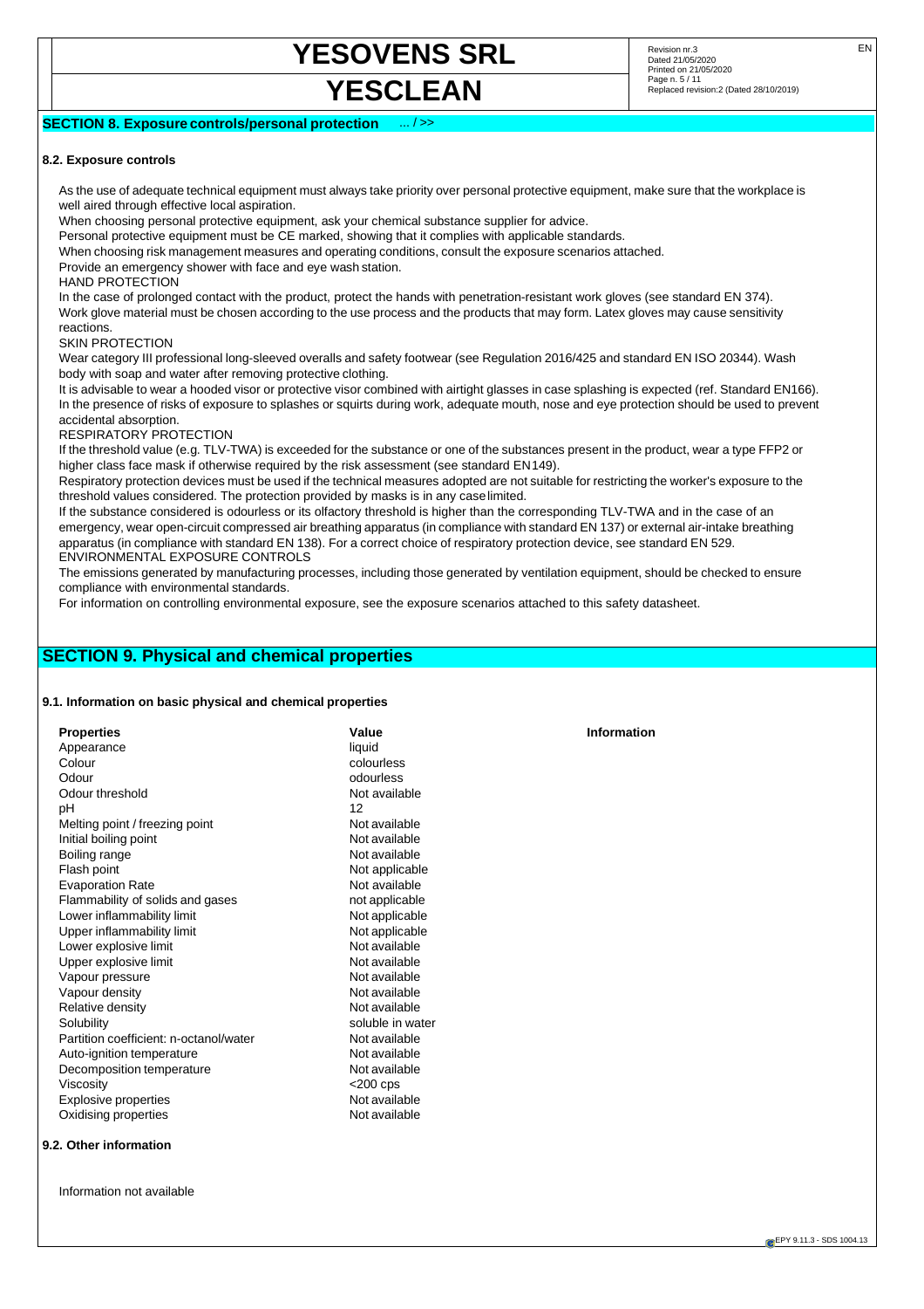## SECTION 8. Exposure controls/personal protection ... / >>

### 8.2. Exposure controls

As the use of adequate technical equipment must always take priority over personal protective equipment, make sure that the workplace is well aired through effective local aspiration.
When choosing personal protective equipment, ask your chemical substance supplier for advice.
Personal protective equipment must be CE marked, showing that it complies with applicable standards.
When choosing risk management measures and operating conditions, consult the exposure scenarios attached.
Provide an emergency shower with face and eye wash station.

HAND PROTECTION

In the case of prolonged contact with the product, protect the hands with penetration-resistant work gloves (see standard EN 374).
Work glove material must be chosen according to the use process and the products that may form. Latex gloves may cause sensitivity reactions.

SKIN PROTECTION

Wear category III professional long-sleeved overalls and safety footwear (see Regulation 2016/425 and standard EN ISO 20344). Wash body with soap and water after removing protective clothing.
It is advisable to wear a hooded visor or protective visor combined with airtight glasses in case splashing is expected (ref. Standard EN166).
In the presence of risks of exposure to splashes or squirts during work, adequate mouth, nose and eye protection should be used to prevent accidental absorption.

RESPIRATORY PROTECTION

If the threshold value (e.g. TLV-TWA) is exceeded for the substance or one of the substances present in the product, wear a type FFP2 or higher class face mask if otherwise required by the risk assessment (see standard EN149).
Respiratory protection devices must be used if the technical measures adopted are not suitable for restricting the worker's exposure to the threshold values considered. The protection provided by masks is in any case limited.
If the substance considered is odourless or its olfactory threshold is higher than the corresponding TLV-TWA and in the case of an emergency, wear open-circuit compressed air breathing apparatus (in compliance with standard EN 137) or external air-intake breathing apparatus (in compliance with standard EN 138). For a correct choice of respiratory protection device, see standard EN 529.

ENVIRONMENTAL EXPOSURE CONTROLS

The emissions generated by manufacturing processes, including those generated by ventilation equipment, should be checked to ensure compliance with environmental standards.
For information on controlling environmental exposure, see the exposure scenarios attached to this safety datasheet.

## SECTION 9. Physical and chemical properties

### 9.1. Information on basic physical and chemical properties

| Properties | Value | Information |
|---|---|---|
| Appearance | liquid | |
| Colour | colourless | |
| Odour | odourless | |
| Odour threshold | Not available | |
| pH | 12 | |
| Melting point / freezing point | Not available | |
| Initial boiling point | Not available | |
| Boiling range | Not available | |
| Flash point | Not applicable | |
| Evaporation Rate | Not available | |
| Flammability of solids and gases | not applicable | |
| Lower inflammability limit | Not applicable | |
| Upper inflammability limit | Not applicable | |
| Lower explosive limit | Not available | |
| Upper explosive limit | Not available | |
| Vapour pressure | Not available | |
| Vapour density | Not available | |
| Relative density | Not available | |
| Solubility | soluble in water | |
| Partition coefficient: n-octanol/water | Not available | |
| Auto-ignition temperature | Not available | |
| Decomposition temperature | Not available | |
| Viscosity | <200 cps | |
| Explosive properties | Not available | |
| Oxidising properties | Not available | |

### 9.2. Other information

Information not available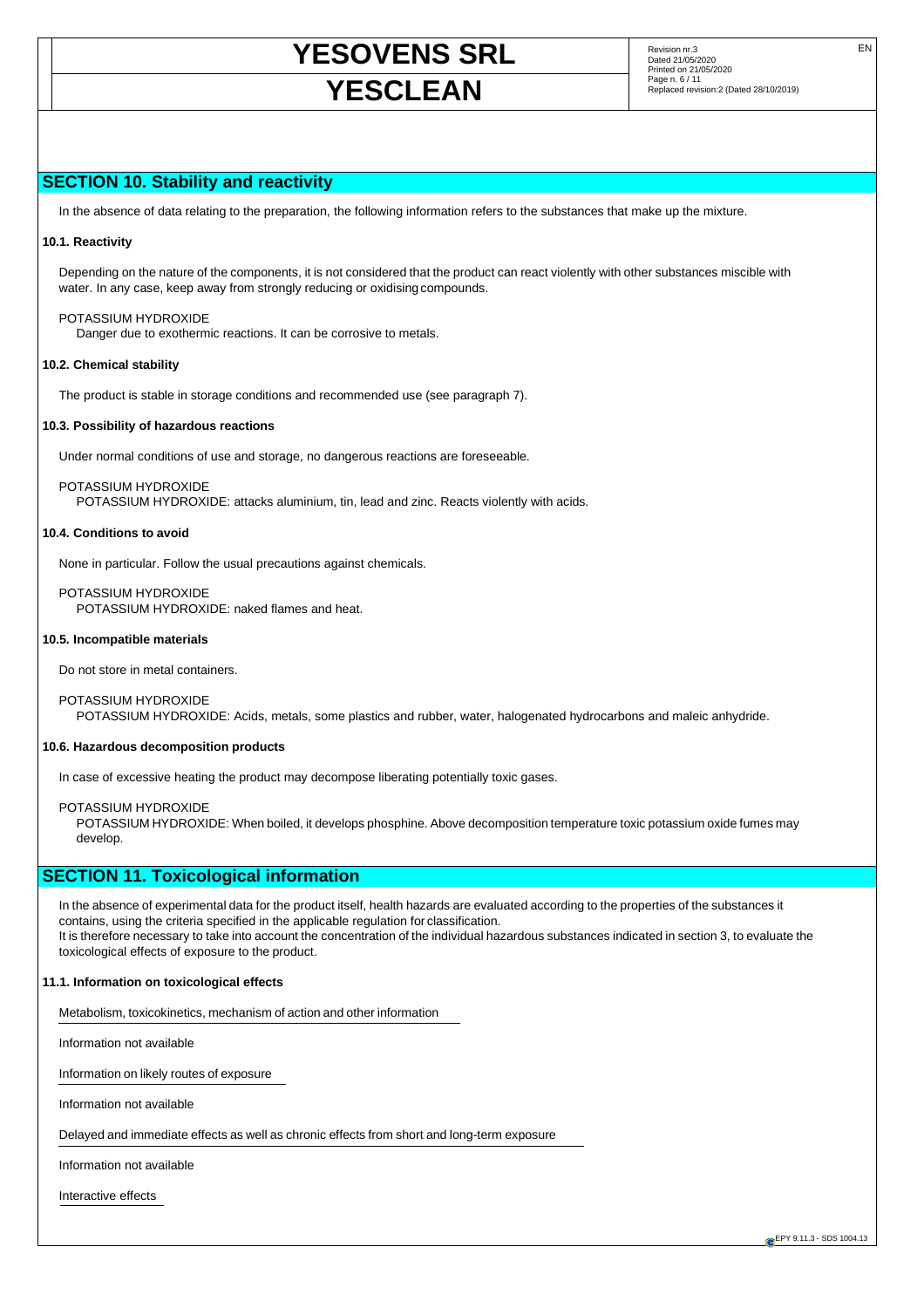## SECTION 10. Stability and reactivity

In the absence of data relating to the preparation, the following information refers to the substances that make up the mixture.

### 10.1. Reactivity

Depending on the nature of the components, it is not considered that the product can react violently with other substances miscible with water. In any case, keep away from strongly reducing or oxidising compounds.

POTASSIUM HYDROXIDE
Danger due to exothermic reactions. It can be corrosive to metals.

### 10.2. Chemical stability

The product is stable in storage conditions and recommended use (see paragraph 7).

### 10.3. Possibility of hazardous reactions

Under normal conditions of use and storage, no dangerous reactions are foreseeable.

POTASSIUM HYDROXIDE
POTASSIUM HYDROXIDE: attacks aluminium, tin, lead and zinc. Reacts violently with acids.

### 10.4. Conditions to avoid

None in particular. Follow the usual precautions against chemicals.

POTASSIUM HYDROXIDE
POTASSIUM HYDROXIDE: naked flames and heat.

### 10.5. Incompatible materials

Do not store in metal containers.

POTASSIUM HYDROXIDE
POTASSIUM HYDROXIDE: Acids, metals, some plastics and rubber, water, halogenated hydrocarbons and maleic anhydride.

### 10.6. Hazardous decomposition products

In case of excessive heating the product may decompose liberating potentially toxic gases.

POTASSIUM HYDROXIDE
POTASSIUM HYDROXIDE: When boiled, it develops phosphine. Above decomposition temperature toxic potassium oxide fumes may develop.

## SECTION 11. Toxicological information

In the absence of experimental data for the product itself, health hazards are evaluated according to the properties of the substances it contains, using the criteria specified in the applicable regulation for classification.
It is therefore necessary to take into account the concentration of the individual hazardous substances indicated in section 3, to evaluate the toxicological effects of exposure to the product.

### 11.1. Information on toxicological effects

Metabolism, toxicokinetics, mechanism of action and other information

Information not available

Information on likely routes of exposure

Information not available

Delayed and immediate effects as well as chronic effects from short and long-term exposure

Information not available

Interactive effects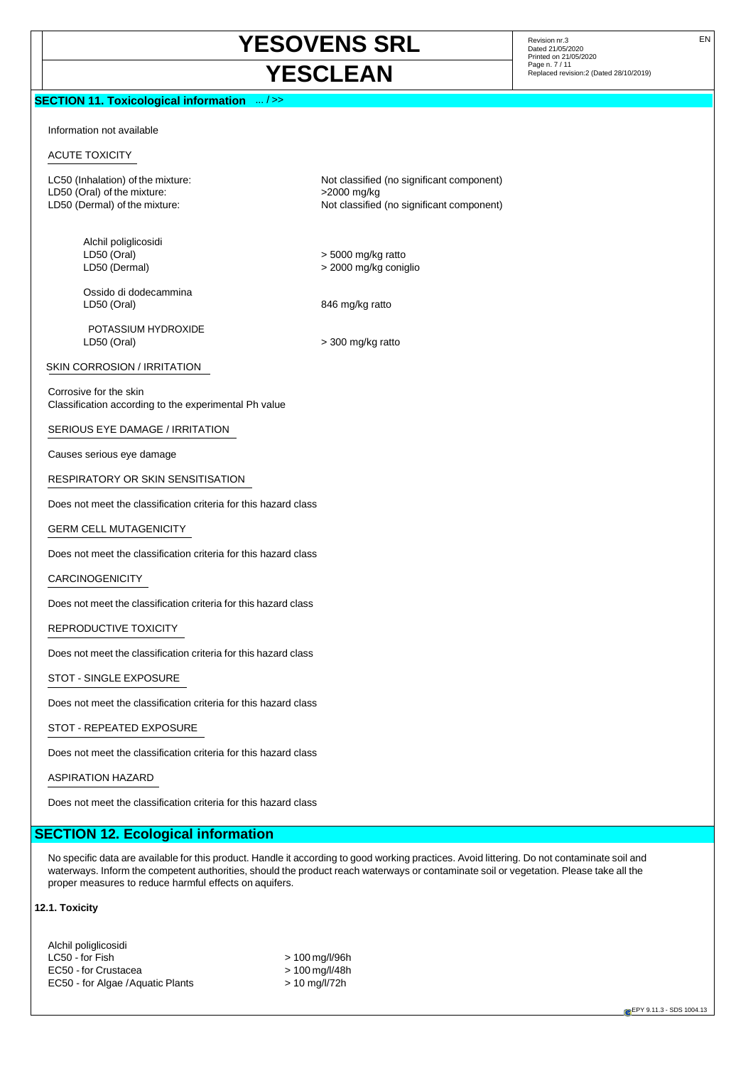## SECTION 11. Toxicological information ... / >>

Information not available

ACUTE TOXICITY

| | |
|---|---|
| LC50 (Inhalation) of the mixture: | Not classified (no significant component) |
| LD50 (Oral) of the mixture: | >2000 mg/kg |
| LD50 (Dermal) of the mixture: | Not classified (no significant component) |

Alchil poliglicosidi

| | |
|---|---|
| LD50 (Oral) | > 5000 mg/kg ratto |
| LD50 (Dermal) | > 2000 mg/kg coniglio |

Ossido di dodecammina

| | |
|---|---|
| LD50 (Oral) | 846 mg/kg ratto |

POTASSIUM HYDROXIDE

| | |
|---|---|
| LD50 (Oral) | > 300 mg/kg ratto |

SKIN CORROSION / IRRITATION

Corrosive for the skin
Classification according to the experimental Ph value

SERIOUS EYE DAMAGE / IRRITATION

Causes serious eye damage

RESPIRATORY OR SKIN SENSITISATION

Does not meet the classification criteria for this hazard class

GERM CELL MUTAGENICITY

Does not meet the classification criteria for this hazard class

CARCINOGENICITY

Does not meet the classification criteria for this hazard class

REPRODUCTIVE TOXICITY

Does not meet the classification criteria for this hazard class

STOT - SINGLE EXPOSURE

Does not meet the classification criteria for this hazard class

STOT - REPEATED EXPOSURE

Does not meet the classification criteria for this hazard class

ASPIRATION HAZARD

Does not meet the classification criteria for this hazard class

## SECTION 12. Ecological information

No specific data are available for this product. Handle it according to good working practices. Avoid littering. Do not contaminate soil and waterways. Inform the competent authorities, should the product reach waterways or contaminate soil or vegetation. Please take all the proper measures to reduce harmful effects on aquifers.

### 12.1. Toxicity

Alchil poliglicosidi

| | |
|---|---|
| LC50 - for Fish | > 100 mg/l/96h |
| EC50 - for Crustacea | > 100 mg/l/48h |
| EC50 - for Algae / Aquatic Plants | > 10 mg/l/72h |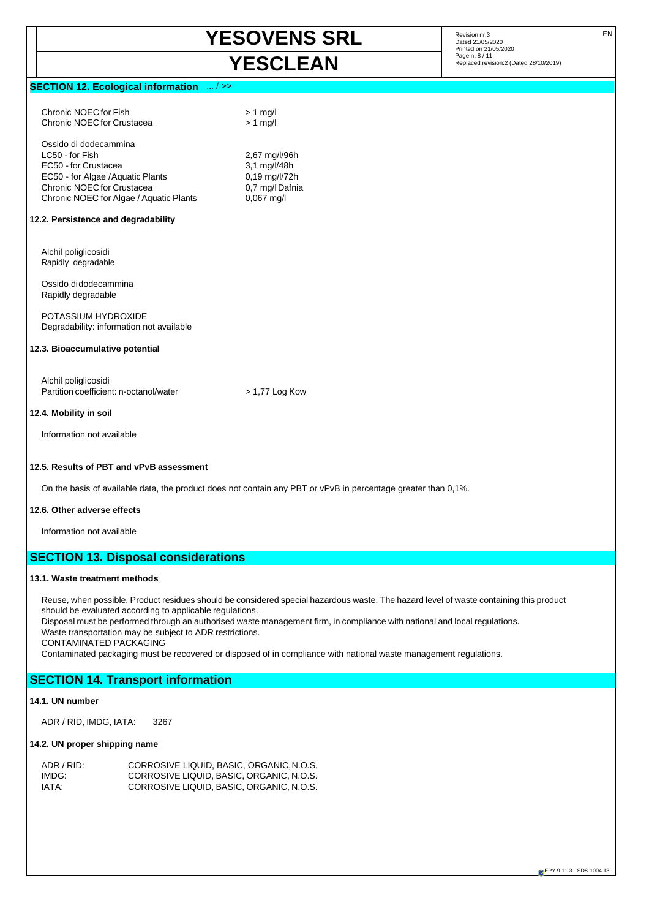## SECTION 12. Ecological information ... / >>

| | |
|---|---|
| Chronic NOEC for Fish | > 1 mg/l |
| Chronic NOEC for Crustacea | > 1 mg/l |

Ossido di dodecammina

| | |
|---|---|
| LC50 - for Fish | 2,67 mg/l/96h |
| EC50 - for Crustacea | 3,1 mg/l/48h |
| EC50 - for Algae / Aquatic Plants | 0,19 mg/l/72h |
| Chronic NOEC for Crustacea | 0,7 mg/l Dafnia |
| Chronic NOEC for Algae / Aquatic Plants | 0,067 mg/l |

### 12.2. Persistence and degradability

Alchil poliglicosidi
Rapidly degradable

Ossido di dodecammina
Rapidly degradable

POTASSIUM HYDROXIDE
Degradability: information not available

### 12.3. Bioaccumulative potential

Alchil poliglicosidi

| | |
|---|---|
| Partition coefficient: n-octanol/water | > 1,77 Log Kow |

### 12.4. Mobility in soil

Information not available

### 12.5. Results of PBT and vPvB assessment

On the basis of available data, the product does not contain any PBT or vPvB in percentage greater than 0,1%.

### 12.6. Other adverse effects

Information not available

## SECTION 13. Disposal considerations

### 13.1. Waste treatment methods

Reuse, when possible. Product residues should be considered special hazardous waste. The hazard level of waste containing this product should be evaluated according to applicable regulations.
Disposal must be performed through an authorised waste management firm, in compliance with national and local regulations.
Waste transportation may be subject to ADR restrictions.
CONTAMINATED PACKAGING
Contaminated packaging must be recovered or disposed of in compliance with national waste management regulations.

## SECTION 14. Transport information

### 14.1. UN number

ADR / RID, IMDG, IATA: 3267

### 14.2. UN proper shipping name

| | |
|---|---|
| ADR / RID: | CORROSIVE LIQUID, BASIC, ORGANIC, N.O.S. |
| IMDG: | CORROSIVE LIQUID, BASIC, ORGANIC, N.O.S. |
| IATA: | CORROSIVE LIQUID, BASIC, ORGANIC, N.O.S. |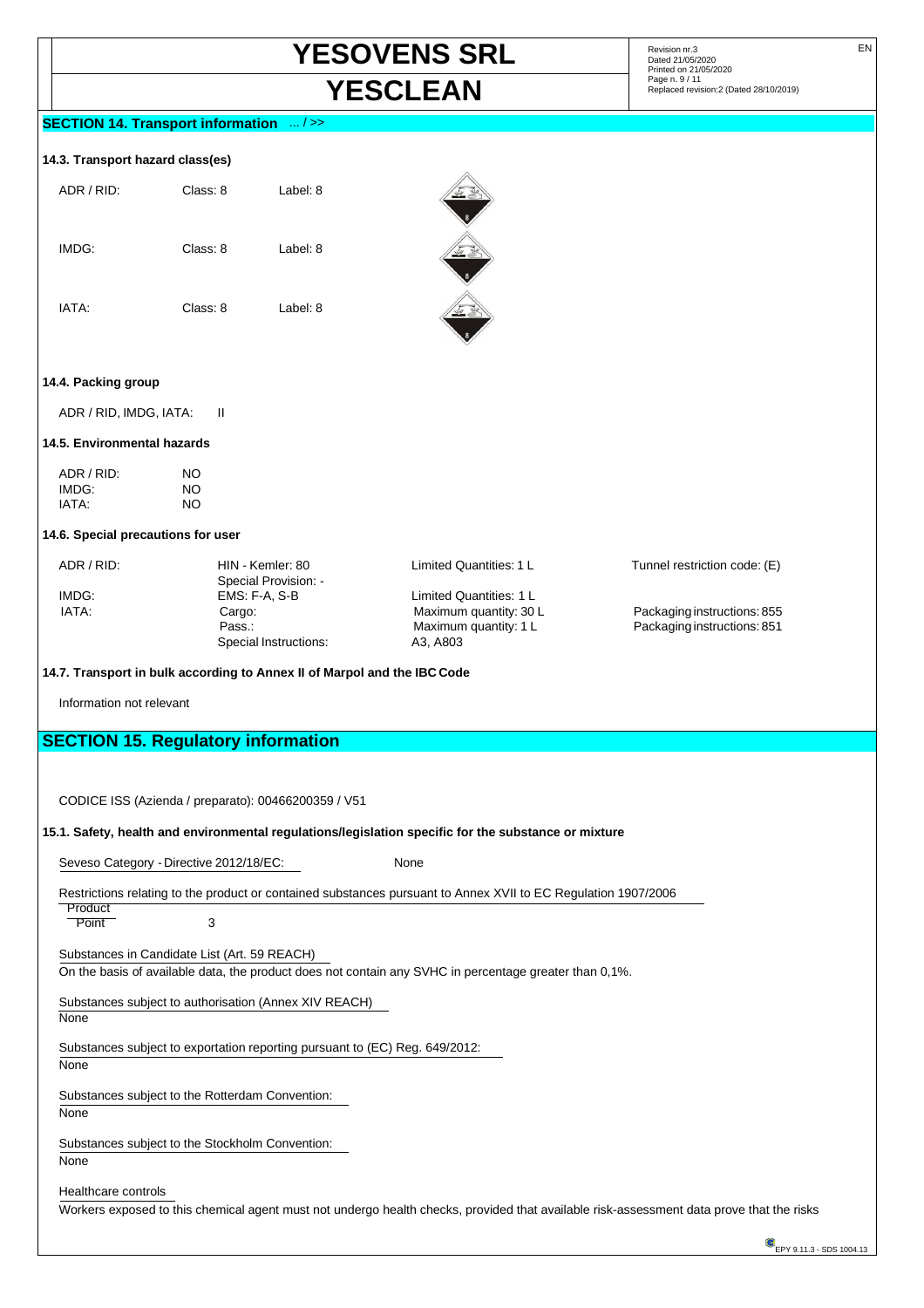## SECTION 14. Transport information ... / >>

### 14.3. Transport hazard class(es)

| | | |
|---|---|---|
| ADR / RID: | Class: 8 | Label: 8 |
| IMDG: | Class: 8 | Label: 8 |
| IATA: | Class: 8 | Label: 8 |

### 14.4. Packing group

ADR / RID, IMDG, IATA: II

### 14.5. Environmental hazards

| | |
|---|---|
| ADR / RID: | NO |
| IMDG: | NO |
| IATA: | NO |

### 14.6. Special precautions for user

| | | | |
|---|---|---|---|
| ADR / RID: | HIN - Kemler: 80<br>Special Provision: - | Limited Quantities: 1 L | Tunnel restriction code: (E) |
| IMDG: | EMS: F-A, S-B | Limited Quantities: 1 L | |
| IATA: | Cargo: | Maximum quantity: 30 L | Packaging instructions: 855 |
| | Pass.: | Maximum quantity: 1 L | Packaging instructions: 851 |
| | Special Instructions: | A3, A803 | |

### 14.7. Transport in bulk according to Annex II of Marpol and the IBC Code

Information not relevant

## SECTION 15. Regulatory information

CODICE ISS (Azienda / preparato): 00466200359 / V51

### 15.1. Safety, health and environmental regulations/legislation specific for the substance or mixture

Seveso Category - Directive 2012/18/EC: None

Restrictions relating to the product or contained substances pursuant to Annex XVII to EC Regulation 1907/2006

| Product Point | |
|---|---|
| | 3 |

Substances in Candidate List (Art. 59 REACH)

On the basis of available data, the product does not contain any SVHC in percentage greater than 0,1%.

Substances subject to authorisation (Annex XIV REACH)

None

Substances subject to exportation reporting pursuant to (EC) Reg. 649/2012:

None

Substances subject to the Rotterdam Convention:

None

Substances subject to the Stockholm Convention:

None

Healthcare controls

Workers exposed to this chemical agent must not undergo health checks, provided that available risk-assessment data prove that the risks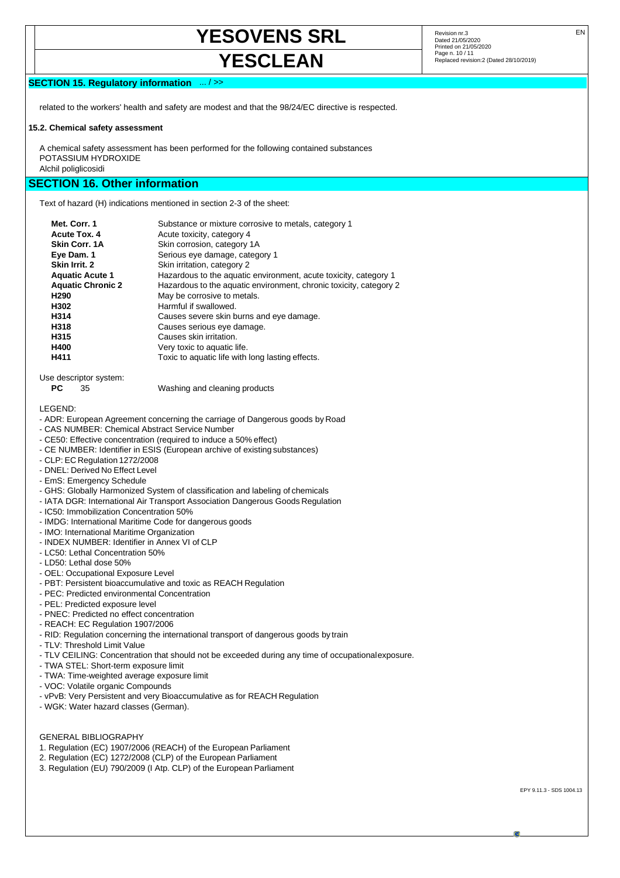## SECTION 15. Regulatory information ... / >>

related to the workers' health and safety are modest and that the 98/24/EC directive is respected.

### 15.2. Chemical safety assessment

A chemical safety assessment has been performed for the following contained substances
POTASSIUM HYDROXIDE
Alchil poliglicosidi

## SECTION 16. Other information

Text of hazard (H) indications mentioned in section 2-3 of the sheet:

| | |
|---|---|
| **Met. Corr. 1** | Substance or mixture corrosive to metals, category 1 |
| **Acute Tox. 4** | Acute toxicity, category 4 |
| **Skin Corr. 1A** | Skin corrosion, category 1A |
| **Eye Dam. 1** | Serious eye damage, category 1 |
| **Skin Irrit. 2** | Skin irritation, category 2 |
| **Aquatic Acute 1** | Hazardous to the aquatic environment, acute toxicity, category 1 |
| **Aquatic Chronic 2** | Hazardous to the aquatic environment, chronic toxicity, category 2 |
| **H290** | May be corrosive to metals. |
| **H302** | Harmful if swallowed. |
| **H314** | Causes severe skin burns and eye damage. |
| **H318** | Causes serious eye damage. |
| **H315** | Causes skin irritation. |
| **H400** | Very toxic to aquatic life. |
| **H411** | Toxic to aquatic life with long lasting effects. |

Use descriptor system:

| | |
|---|---|
| **PC** 35 | Washing and cleaning products |

LEGEND:

- ADR: European Agreement concerning the carriage of Dangerous goods by Road
- CAS NUMBER: Chemical Abstract Service Number
- CE50: Effective concentration (required to induce a 50% effect)
- CE NUMBER: Identifier in ESIS (European archive of existing substances)
- CLP: EC Regulation 1272/2008
- DNEL: Derived No Effect Level
- EmS: Emergency Schedule
- GHS: Globally Harmonized System of classification and labeling of chemicals
- IATA DGR: International Air Transport Association Dangerous Goods Regulation
- IC50: Immobilization Concentration 50%
- IMDG: International Maritime Code for dangerous goods
- IMO: International Maritime Organization
- INDEX NUMBER: Identifier in Annex VI of CLP
- LC50: Lethal Concentration 50%
- LD50: Lethal dose 50%
- OEL: Occupational Exposure Level
- PBT: Persistent bioaccumulative and toxic as REACH Regulation
- PEC: Predicted environmental Concentration
- PEL: Predicted exposure level
- PNEC: Predicted no effect concentration
- REACH: EC Regulation 1907/2006
- RID: Regulation concerning the international transport of dangerous goods by train
- TLV: Threshold Limit Value
- TLV CEILING: Concentration that should not be exceeded during any time of occupational exposure.
- TWA STEL: Short-term exposure limit
- TWA: Time-weighted average exposure limit
- VOC: Volatile organic Compounds
- vPvB: Very Persistent and very Bioaccumulative as for REACH Regulation
- WGK: Water hazard classes (German).

GENERAL BIBLIOGRAPHY

1. Regulation (EC) 1907/2006 (REACH) of the European Parliament
2. Regulation (EC) 1272/2008 (CLP) of the European Parliament
3. Regulation (EU) 790/2009 (I Atp. CLP) of the European Parliament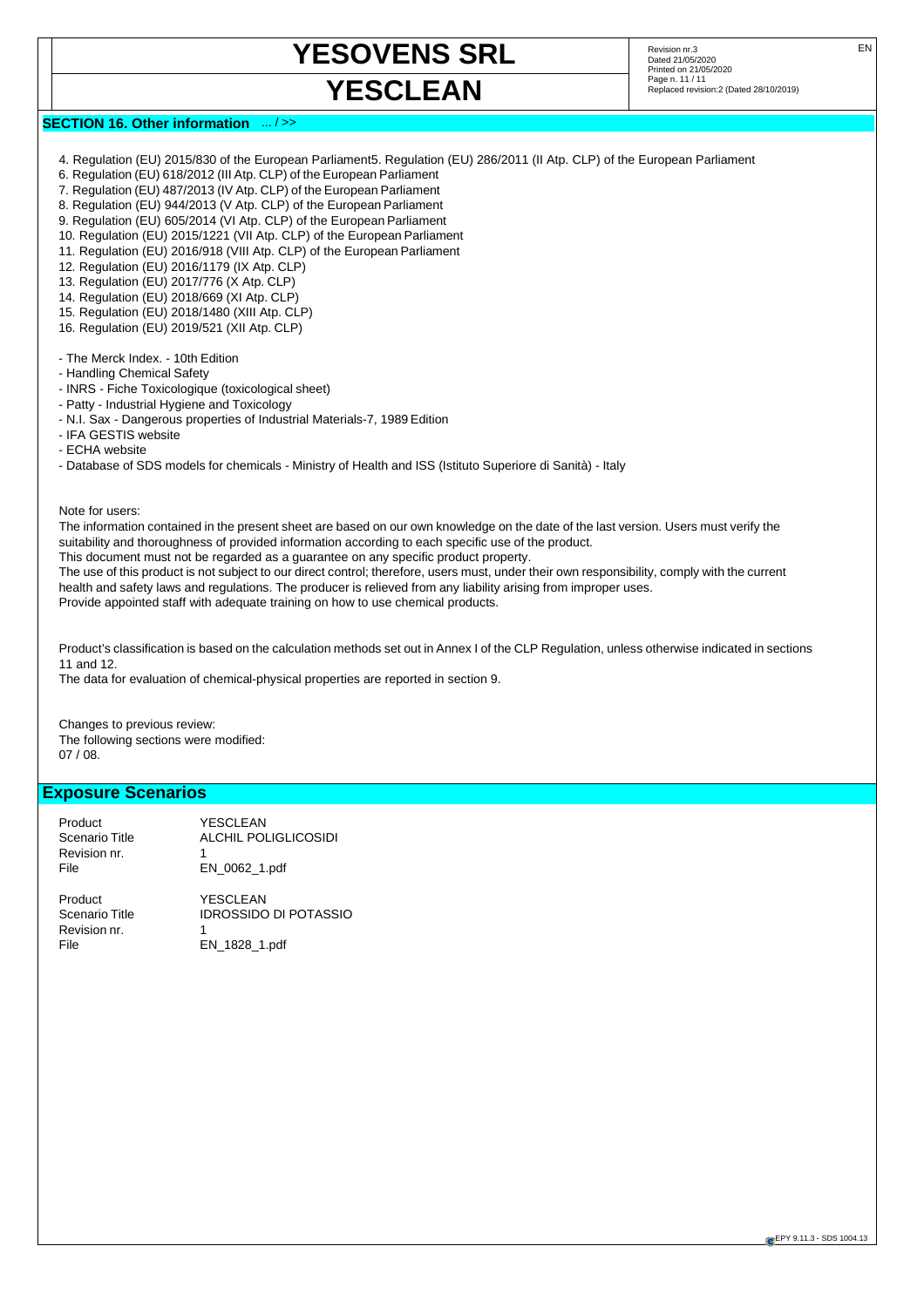## SECTION 16. Other information ... / >>

4. Regulation (EU) 2015/830 of the European Parliament5. Regulation (EU) 286/2011 (II Atp. CLP) of the European Parliament
6. Regulation (EU) 618/2012 (III Atp. CLP) of the European Parliament
7. Regulation (EU) 487/2013 (IV Atp. CLP) of the European Parliament
8. Regulation (EU) 944/2013 (V Atp. CLP) of the European Parliament
9. Regulation (EU) 605/2014 (VI Atp. CLP) of the European Parliament
10. Regulation (EU) 2015/1221 (VII Atp. CLP) of the European Parliament
11. Regulation (EU) 2016/918 (VIII Atp. CLP) of the European Parliament
12. Regulation (EU) 2016/1179 (IX Atp. CLP)
13. Regulation (EU) 2017/776 (X Atp. CLP)
14. Regulation (EU) 2018/669 (XI Atp. CLP)
15. Regulation (EU) 2018/1480 (XIII Atp. CLP)
16. Regulation (EU) 2019/521 (XII Atp. CLP)

- The Merck Index. - 10th Edition
- Handling Chemical Safety
- INRS - Fiche Toxicologique (toxicological sheet)
- Patty - Industrial Hygiene and Toxicology
- N.I. Sax - Dangerous properties of Industrial Materials-7, 1989 Edition
- IFA GESTIS website
- ECHA website
- Database of SDS models for chemicals - Ministry of Health and ISS (Istituto Superiore di Sanità) - Italy

Note for users:
The information contained in the present sheet are based on our own knowledge on the date of the last version. Users must verify the suitability and thoroughness of provided information according to each specific use of the product.
This document must not be regarded as a guarantee on any specific product property.
The use of this product is not subject to our direct control; therefore, users must, under their own responsibility, comply with the current health and safety laws and regulations. The producer is relieved from any liability arising from improper uses.
Provide appointed staff with adequate training on how to use chemical products.

Product's classification is based on the calculation methods set out in Annex I of the CLP Regulation, unless otherwise indicated in sections 11 and 12.
The data for evaluation of chemical-physical properties are reported in section 9.

Changes to previous review:
The following sections were modified:
07 / 08.

## Exposure Scenarios

| | |
|---|---|
| Product | YESCLEAN |
| Scenario Title | ALCHIL POLIGLICOSIDI |
| Revision nr. | 1 |
| File | EN_0062_1.pdf |

| | |
|---|---|
| Product | YESCLEAN |
| Scenario Title | IDROSSIDO DI POTASSIO |
| Revision nr. | 1 |
| File | EN_1828_1.pdf |